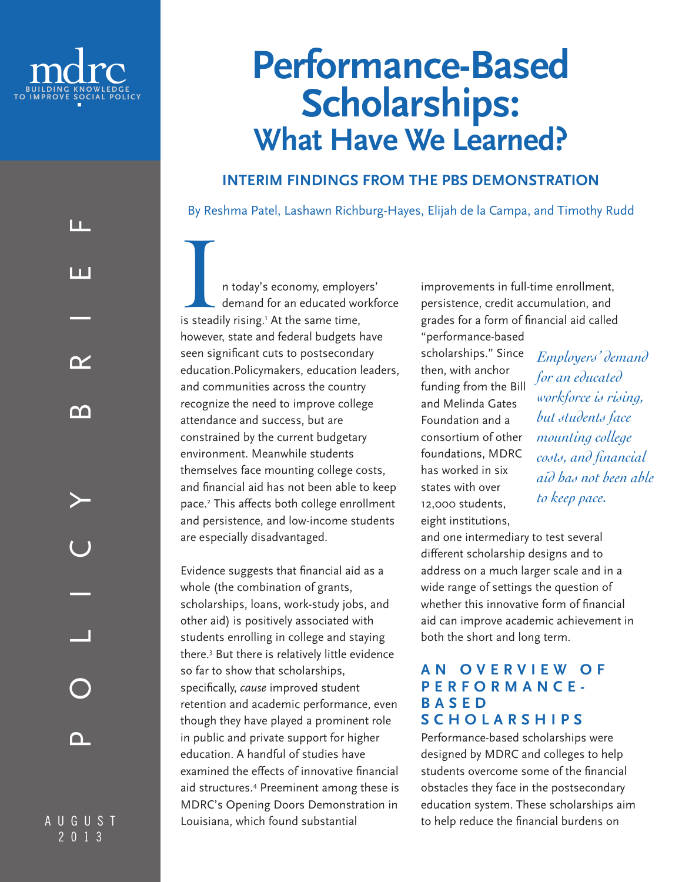mdrc
BUILDING KNOWLEDGE TO IMPROVE SOCIAL POLICY

POLICY BRIEF

AUGUST 2013

# Performance-Based Scholarships: What Have We Learned?

## INTERIM FINDINGS FROM THE PBS DEMONSTRATION

By Reshma Patel, Lashawn Richburg-Hayes, Elijah de la Campa, and Timothy Rudd

In today's economy, employers' demand for an educated workforce is steadily rising.[1] At the same time, however, state and federal budgets have seen significant cuts to postsecondary education.Policymakers, education leaders, and communities across the country recognize the need to improve college attendance and success, but are constrained by the current budgetary environment. Meanwhile students themselves face mounting college costs, and financial aid has not been able to keep pace.[2] This affects both college enrollment and persistence, and low-income students are especially disadvantaged.

Evidence suggests that financial aid as a whole (the combination of grants, scholarships, loans, work-study jobs, and other aid) is positively associated with students enrolling in college and staying there.[3] But there is relatively little evidence so far to show that scholarships, specifically, *cause* improved student retention and academic performance, even though they have played a prominent role in public and private support for higher education. A handful of studies have examined the effects of innovative financial aid structures.[4] Preeminent among these is MDRC's Opening Doors Demonstration in Louisiana, which found substantial improvements in full-time enrollment, persistence, credit accumulation, and grades for a form of financial aid called "performance-based scholarships." Since then, with anchor funding from the Bill and Melinda Gates Foundation and a consortium of other foundations, MDRC has worked in six states with over 12,000 students, eight institutions, and one intermediary to test several different scholarship designs and to address on a much larger scale and in a wide range of settings the question of whether this innovative form of financial aid can improve academic achievement in both the short and long term.

*Employers' demand for an educated workforce is rising, but students face mounting college costs, and financial aid has not been able to keep pace.*

### AN OVERVIEW OF PERFORMANCE-BASED SCHOLARSHIPS

Performance-based scholarships were designed by MDRC and colleges to help students overcome some of the financial obstacles they face in the postsecondary education system. These scholarships aim to help reduce the financial burdens on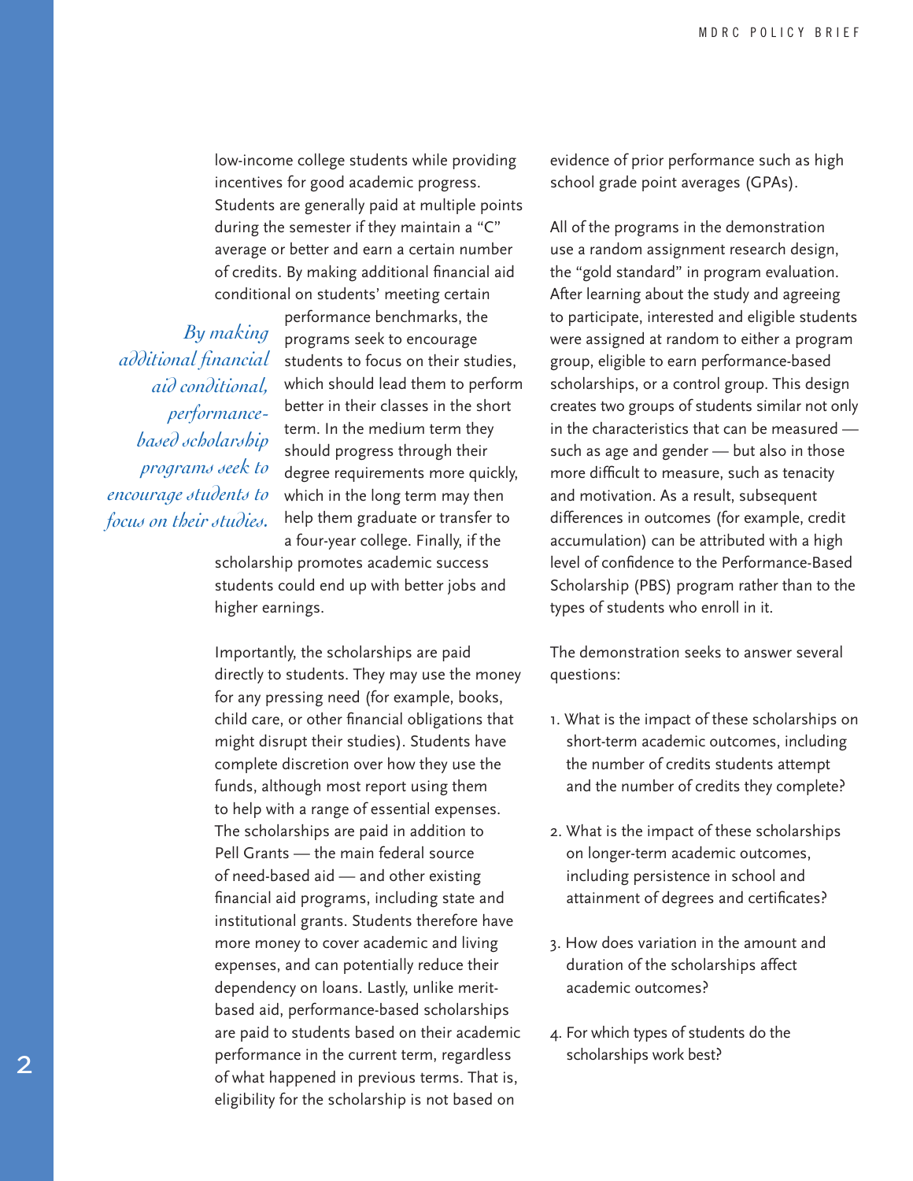low-income college students while providing incentives for good academic progress. Students are generally paid at multiple points during the semester if they maintain a "C" average or better and earn a certain number of credits. By making additional financial aid conditional on students' meeting certain performance benchmarks, the programs seek to encourage students to focus on their studies, which should lead them to perform better in their classes in the short term. In the medium term they should progress through their degree requirements more quickly, which in the long term may then help them graduate or transfer to a four-year college. Finally, if the scholarship promotes academic success students could end up with better jobs and higher earnings.

*By making additional financial aid conditional, performance-based scholarship programs seek to encourage students to focus on their studies.*

Importantly, the scholarships are paid directly to students. They may use the money for any pressing need (for example, books, child care, or other financial obligations that might disrupt their studies). Students have complete discretion over how they use the funds, although most report using them to help with a range of essential expenses. The scholarships are paid in addition to Pell Grants — the main federal source of need-based aid — and other existing financial aid programs, including state and institutional grants. Students therefore have more money to cover academic and living expenses, and can potentially reduce their dependency on loans. Lastly, unlike merit-based aid, performance-based scholarships are paid to students based on their academic performance in the current term, regardless of what happened in previous terms. That is, eligibility for the scholarship is not based on evidence of prior performance such as high school grade point averages (GPAs).

All of the programs in the demonstration use a random assignment research design, the "gold standard" in program evaluation. After learning about the study and agreeing to participate, interested and eligible students were assigned at random to either a program group, eligible to earn performance-based scholarships, or a control group. This design creates two groups of students similar not only in the characteristics that can be measured — such as age and gender — but also in those more difficult to measure, such as tenacity and motivation. As a result, subsequent differences in outcomes (for example, credit accumulation) can be attributed with a high level of confidence to the Performance-Based Scholarship (PBS) program rather than to the types of students who enroll in it.

The demonstration seeks to answer several questions:

1. What is the impact of these scholarships on short-term academic outcomes, including the number of credits students attempt and the number of credits they complete?

2. What is the impact of these scholarships on longer-term academic outcomes, including persistence in school and attainment of degrees and certificates?

3. How does variation in the amount and duration of the scholarships affect academic outcomes?

4. For which types of students do the scholarships work best?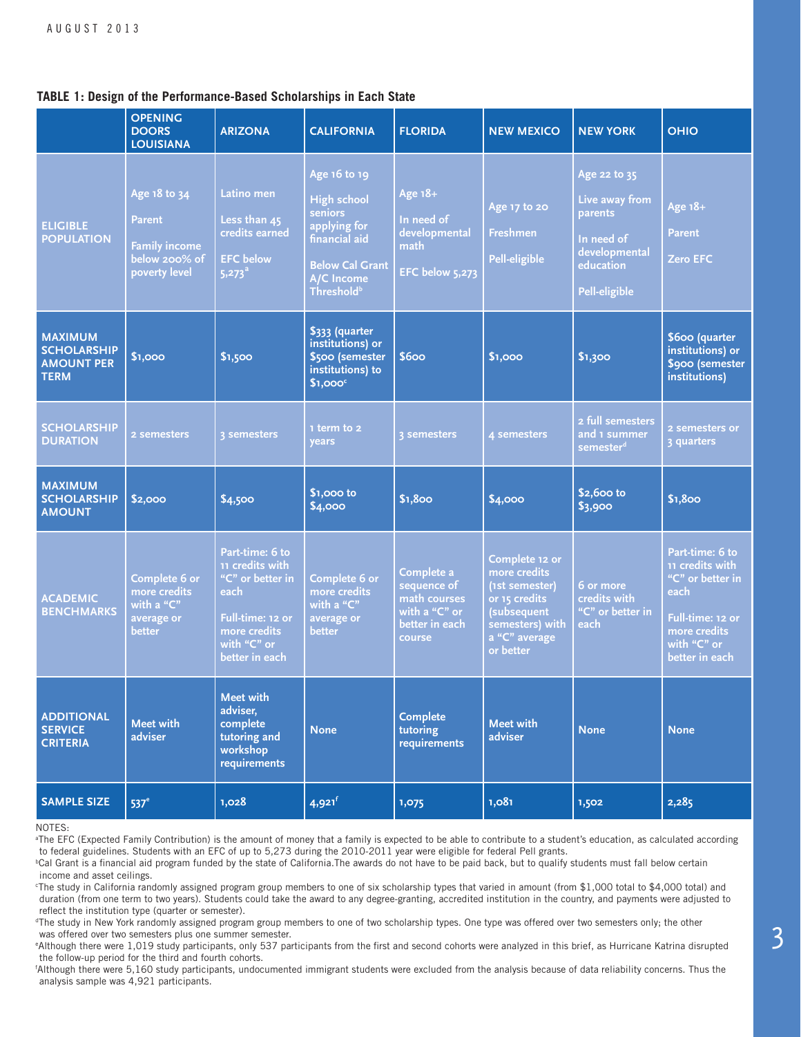**TABLE 1: Design of the Performance-Based Scholarships in Each State**

| | OPENING DOORS LOUISIANA | ARIZONA | CALIFORNIA | FLORIDA | NEW MEXICO | NEW YORK | OHIO |
|---|---|---|---|---|---|---|---|
| ELIGIBLE POPULATION | Age 18 to 34<br>Parent<br>Family income below 200% of poverty level | Latino men<br>Less than 45 credits earned<br>EFC below 5,273[a] | Age 16 to 19<br>High school seniors applying for financial aid<br>Below Cal Grant A/C Income Threshold[b] | Age 18+<br>In need of developmental math<br>EFC below 5,273 | Age 17 to 20<br>Freshmen<br>Pell-eligible | Age 22 to 35<br>Live away from parents<br>In need of developmental education<br>Pell-eligible | Age 18+<br>Parent<br>Zero EFC |
| MAXIMUM SCHOLARSHIP AMOUNT PER TERM | $1,000 | $1,500 | $333 (quarter institutions) or $500 (semester institutions) to $1,000[c] | $600 | $1,000 | $1,300 | $600 (quarter institutions) or $900 (semester institutions) |
| SCHOLARSHIP DURATION | 2 semesters | 3 semesters | 1 term to 2 years | 3 semesters | 4 semesters | 2 full semesters and 1 summer semester[d] | 2 semesters or 3 quarters |
| MAXIMUM SCHOLARSHIP AMOUNT | $2,000 | $4,500 | $1,000 to $4,000 | $1,800 | $4,000 | $2,600 to $3,900 | $1,800 |
| ACADEMIC BENCHMARKS | Complete 6 or more credits with a "C" average or better | Part-time: 6 to 11 credits with "C" or better in each<br>Full-time: 12 or more credits with "C" or better in each | Complete 6 or more credits with a "C" average or better | Complete a sequence of math courses with a "C" or better in each course | Complete 12 or more credits (1st semester) or 15 credits (subsequent semesters) with a "C" average or better | 6 or more credits with "C" or better in each | Part-time: 6 to 11 credits with "C" or better in each<br>Full-time: 12 or more credits with "C" or better in each |
| ADDITIONAL SERVICE CRITERIA | Meet with adviser | Meet with adviser, complete tutoring and workshop requirements | None | Complete tutoring requirements | Meet with adviser | None | None |
| SAMPLE SIZE | 537[e] | 1,028 | 4,921[f] | 1,075 | 1,081 | 1,502 | 2,285 |

NOTES:

[a]The EFC (Expected Family Contribution) is the amount of money that a family is expected to be able to contribute to a student's education, as calculated according to federal guidelines. Students with an EFC of up to 5,273 during the 2010-2011 year were eligible for federal Pell grants.

[b]Cal Grant is a financial aid program funded by the state of California. The awards do not have to be paid back, but to qualify students must fall below certain income and asset ceilings.

[c]The study in California randomly assigned program group members to one of six scholarship types that varied in amount (from $1,000 total to $4,000 total) and duration (from one term to two years). Students could take the award to any degree-granting, accredited institution in the country, and payments were adjusted to reflect the institution type (quarter or semester).

[d]The study in New York randomly assigned program group members to one of two scholarship types. One type was offered over two semesters only; the other was offered over two semesters plus one summer semester.

[e]Although there were 1,019 study participants, only 537 participants from the first and second cohorts were analyzed in this brief, as Hurricane Katrina disrupted the follow-up period for the third and fourth cohorts.

[f]Although there were 5,160 study participants, undocumented immigrant students were excluded from the analysis because of data reliability concerns. Thus the analysis sample was 4,921 participants.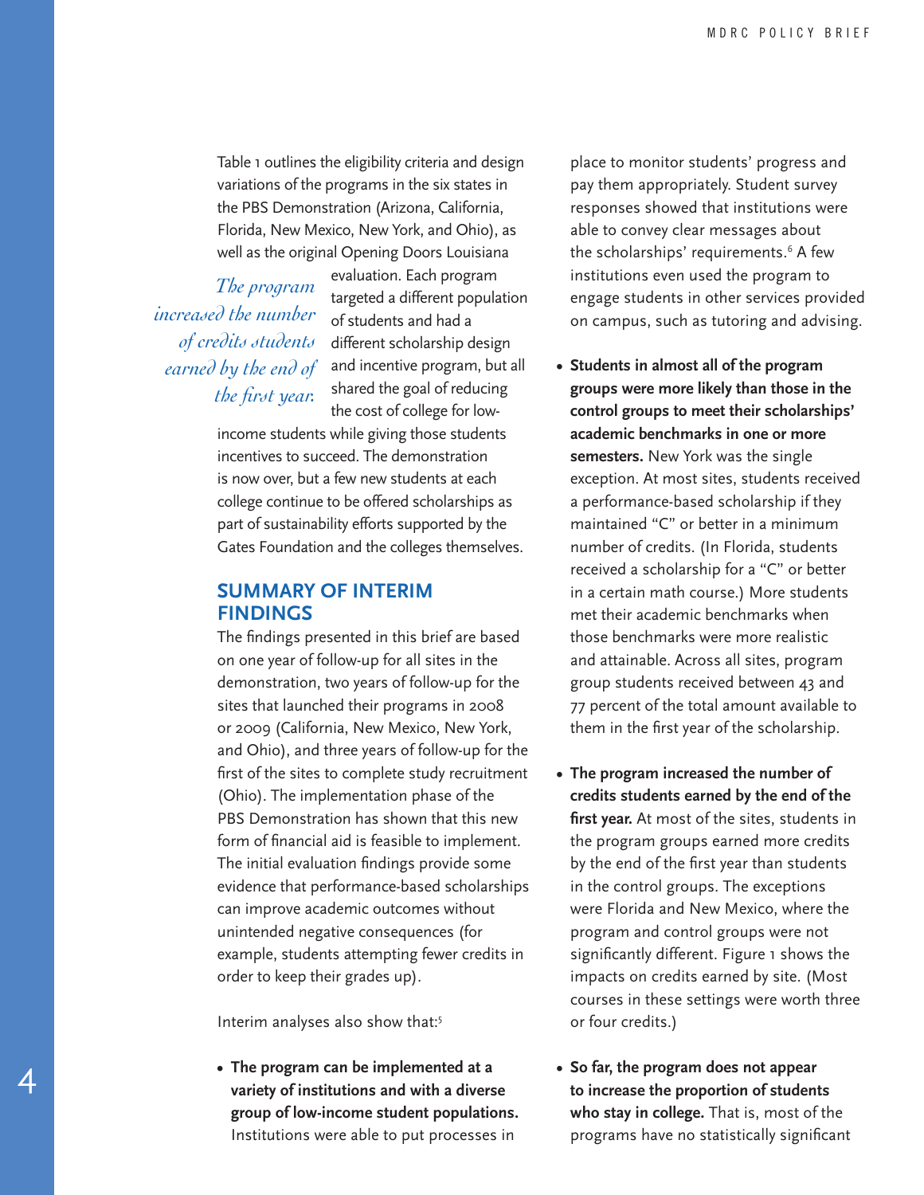Table 1 outlines the eligibility criteria and design variations of the programs in the six states in the PBS Demonstration (Arizona, California, Florida, New Mexico, New York, and Ohio), as well as the original Opening Doors Louisiana evaluation. Each program targeted a different population of students and had a different scholarship design and incentive program, but all shared the goal of reducing the cost of college for low-income students while giving those students incentives to succeed. The demonstration is now over, but a few new students at each college continue to be offered scholarships as part of sustainability efforts supported by the Gates Foundation and the colleges themselves.

*The program increased the number of credits students earned by the end of the first year.*

## SUMMARY OF INTERIM FINDINGS

The findings presented in this brief are based on one year of follow-up for all sites in the demonstration, two years of follow-up for the sites that launched their programs in 2008 or 2009 (California, New Mexico, New York, and Ohio), and three years of follow-up for the first of the sites to complete study recruitment (Ohio). The implementation phase of the PBS Demonstration has shown that this new form of financial aid is feasible to implement. The initial evaluation findings provide some evidence that performance-based scholarships can improve academic outcomes without unintended negative consequences (for example, students attempting fewer credits in order to keep their grades up).

Interim analyses also show that:[5]

- **The program can be implemented at a variety of institutions and with a diverse group of low-income student populations.** Institutions were able to put processes in place to monitor students' progress and pay them appropriately. Student survey responses showed that institutions were able to convey clear messages about the scholarships' requirements.[6] A few institutions even used the program to engage students in other services provided on campus, such as tutoring and advising.
- **Students in almost all of the program groups were more likely than those in the control groups to meet their scholarships' academic benchmarks in one or more semesters.** New York was the single exception. At most sites, students received a performance-based scholarship if they maintained "C" or better in a minimum number of credits. (In Florida, students received a scholarship for a "C" or better in a certain math course.) More students met their academic benchmarks when those benchmarks were more realistic and attainable. Across all sites, program group students received between 43 and 77 percent of the total amount available to them in the first year of the scholarship.
- **The program increased the number of credits students earned by the end of the first year.** At most of the sites, students in the program groups earned more credits by the end of the first year than students in the control groups. The exceptions were Florida and New Mexico, where the program and control groups were not significantly different. Figure 1 shows the impacts on credits earned by site. (Most courses in these settings were worth three or four credits.)
- **So far, the program does not appear to increase the proportion of students who stay in college.** That is, most of the programs have no statistically significant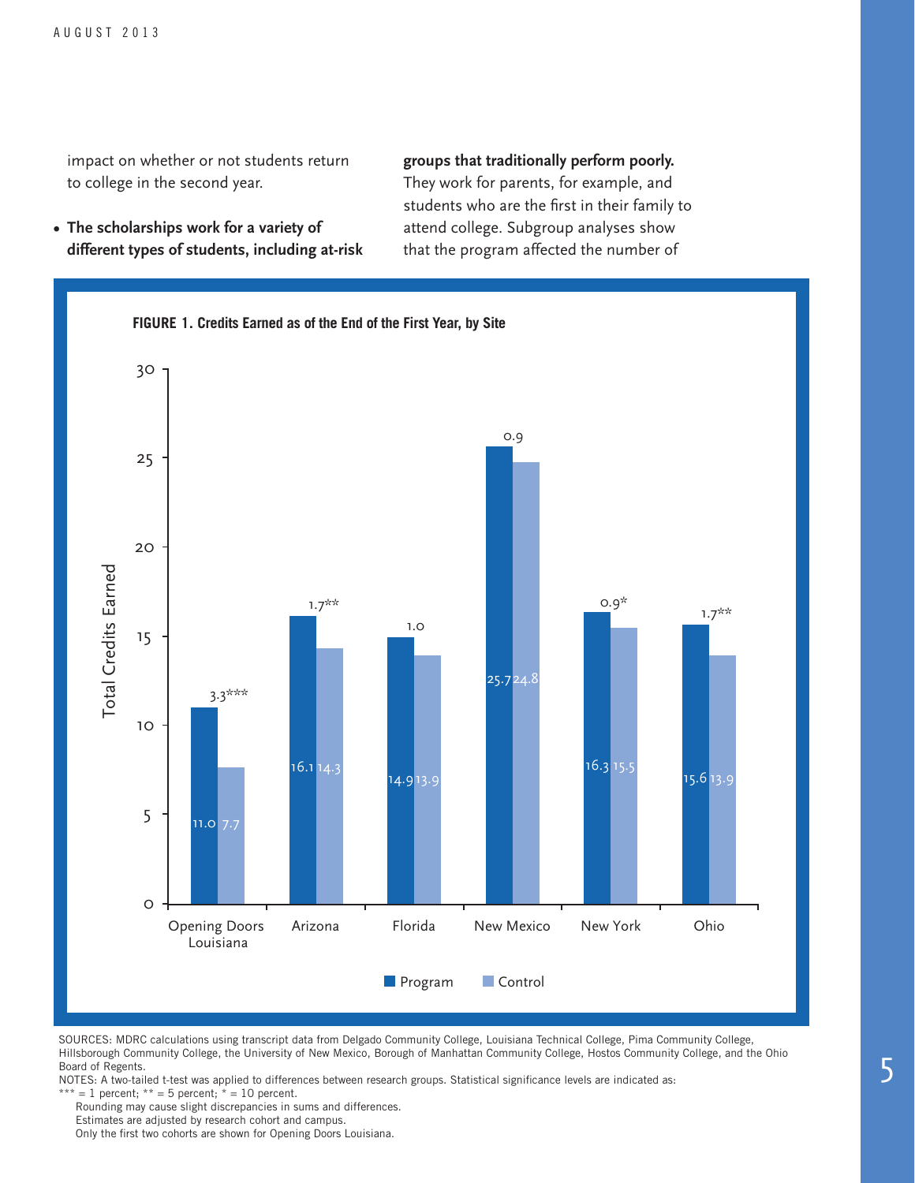impact on whether or not students return to college in the second year.

- **The scholarships work for a variety of different types of students, including at-risk groups that traditionally perform poorly.** They work for parents, for example, and students who are the first in their family to attend college. Subgroup analyses show that the program affected the number of

**FIGURE 1. Credits Earned as of the End of the First Year, by Site**

| Site | Program | Control | Difference |
|---|---|---|---|
| Opening Doors Louisiana | 11.0 | 7.7 | 3.3*** |
| Arizona | 16.1 | 14.3 | 1.7** |
| Florida | 14.9 | 13.9 | 1.0 |
| New Mexico | 25.7 | 24.8 | 0.9 |
| New York | 16.3 | 15.5 | 0.9* |
| Ohio | 15.6 | 13.9 | 1.7** |

SOURCES: MDRC calculations using transcript data from Delgado Community College, Louisiana Technical College, Pima Community College, Hillsborough Community College, the University of New Mexico, Borough of Manhattan Community College, Hostos Community College, and the Ohio Board of Regents.

NOTES: A two-tailed t-test was applied to differences between research groups. Statistical significance levels are indicated as: *** = 1 percent; ** = 5 percent; * = 10 percent.

Rounding may cause slight discrepancies in sums and differences.

Estimates are adjusted by research cohort and campus.

Only the first two cohorts are shown for Opening Doors Louisiana.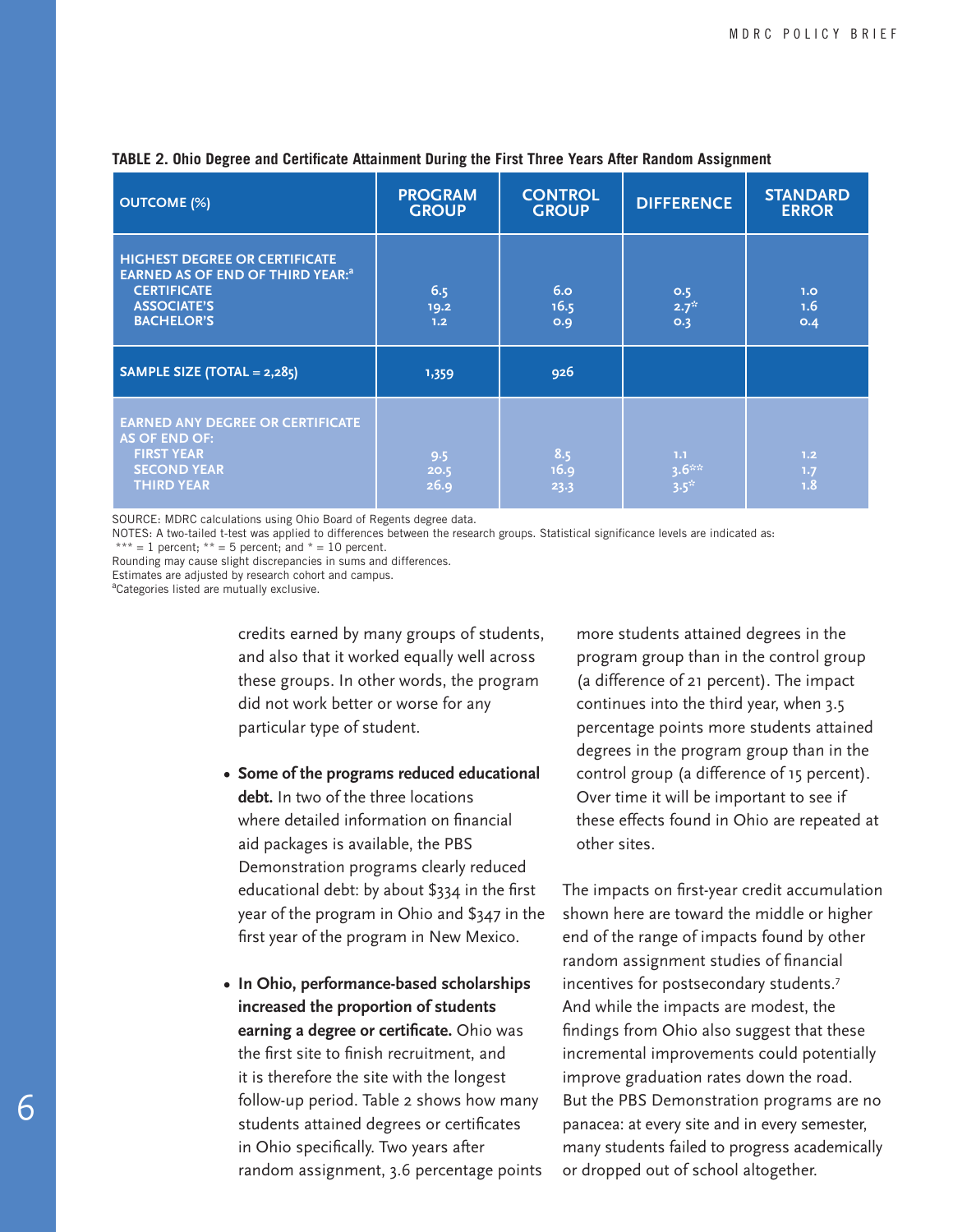**TABLE 2. Ohio Degree and Certificate Attainment During the First Three Years After Random Assignment**

| OUTCOME (%) | PROGRAM GROUP | CONTROL GROUP | DIFFERENCE | STANDARD ERROR |
|---|---|---|---|---|
| HIGHEST DEGREE OR CERTIFICATE EARNED AS OF END OF THIRD YEAR:[a] | | | | |
| CERTIFICATE | 6.5 | 6.0 | 0.5 | 1.0 |
| ASSOCIATE'S | 19.2 | 16.5 | 2.7* | 1.6 |
| BACHELOR'S | 1.2 | 0.9 | 0.3 | 0.4 |
| SAMPLE SIZE (TOTAL = 2,285) | 1,359 | 926 | | |
| EARNED ANY DEGREE OR CERTIFICATE AS OF END OF: | | | | |
| FIRST YEAR | 9.5 | 8.5 | 1.1 | 1.2 |
| SECOND YEAR | 20.5 | 16.9 | 3.6** | 1.7 |
| THIRD YEAR | 26.9 | 23.3 | 3.5* | 1.8 |

SOURCE: MDRC calculations using Ohio Board of Regents degree data.

NOTES: A two-tailed t-test was applied to differences between the research groups. Statistical significance levels are indicated as: *** = 1 percent; ** = 5 percent; and * = 10 percent.

Rounding may cause slight discrepancies in sums and differences.

Estimates are adjusted by research cohort and campus.

[a]Categories listed are mutually exclusive.

credits earned by many groups of students, and also that it worked equally well across these groups. In other words, the program did not work better or worse for any particular type of student.

- **Some of the programs reduced educational debt.** In two of the three locations where detailed information on financial aid packages is available, the PBS Demonstration programs clearly reduced educational debt: by about $334 in the first year of the program in Ohio and $347 in the first year of the program in New Mexico.

- **In Ohio, performance-based scholarships increased the proportion of students earning a degree or certificate.** Ohio was the first site to finish recruitment, and it is therefore the site with the longest follow-up period. Table 2 shows how many students attained degrees or certificates in Ohio specifically. Two years after random assignment, 3.6 percentage points more students attained degrees in the program group than in the control group (a difference of 21 percent). The impact continues into the third year, when 3.5 percentage points more students attained degrees in the program group than in the control group (a difference of 15 percent). Over time it will be important to see if these effects found in Ohio are repeated at other sites.

The impacts on first-year credit accumulation shown here are toward the middle or higher end of the range of impacts found by other random assignment studies of financial incentives for postsecondary students.[7] And while the impacts are modest, the findings from Ohio also suggest that these incremental improvements could potentially improve graduation rates down the road. But the PBS Demonstration programs are no panacea: at every site and in every semester, many students failed to progress academically or dropped out of school altogether.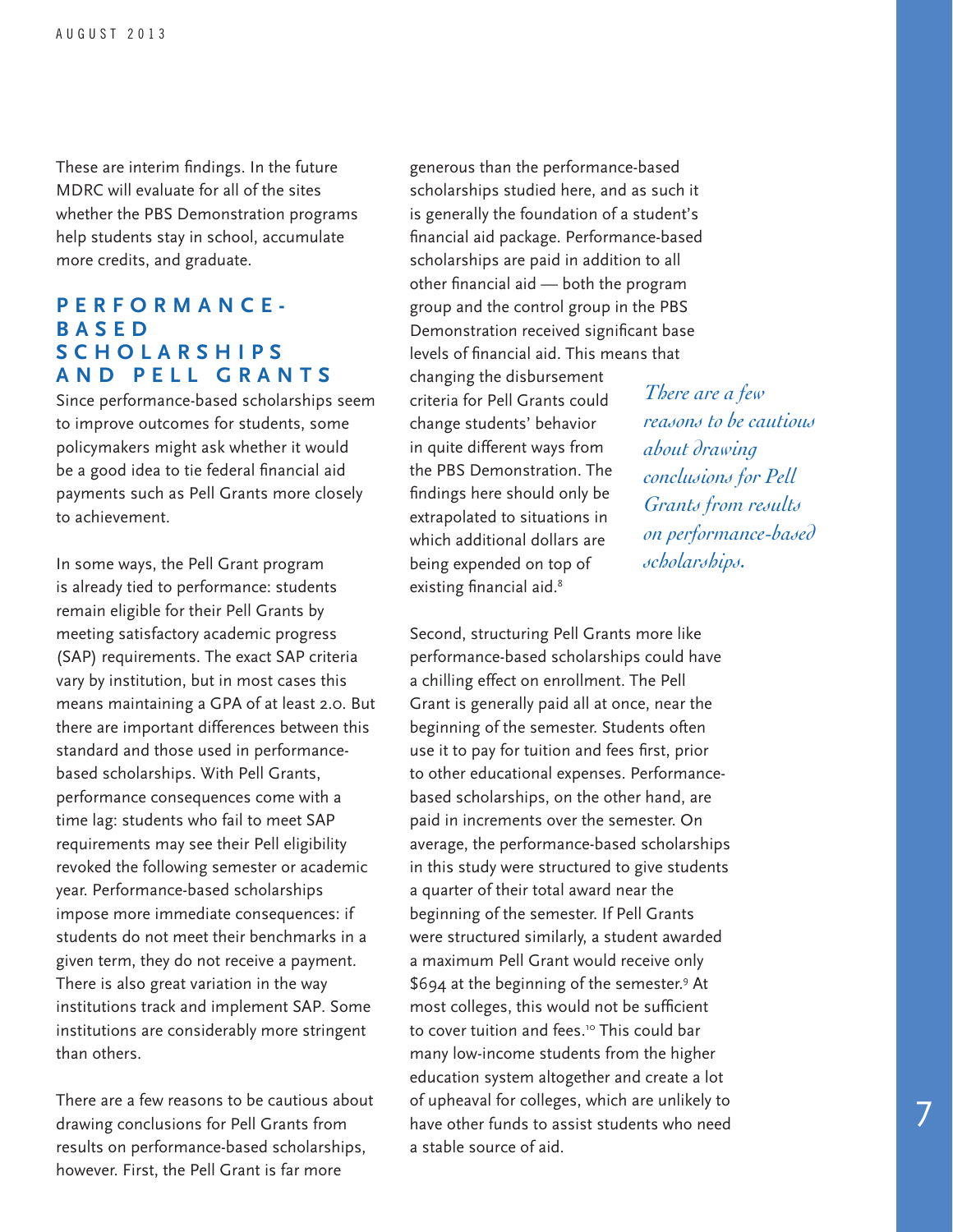These are interim findings. In the future MDRC will evaluate for all of the sites whether the PBS Demonstration programs help students stay in school, accumulate more credits, and graduate.

## PERFORMANCE-BASED SCHOLARSHIPS AND PELL GRANTS

Since performance-based scholarships seem to improve outcomes for students, some policymakers might ask whether it would be a good idea to tie federal financial aid payments such as Pell Grants more closely to achievement.

In some ways, the Pell Grant program is already tied to performance: students remain eligible for their Pell Grants by meeting satisfactory academic progress (SAP) requirements. The exact SAP criteria vary by institution, but in most cases this means maintaining a GPA of at least 2.0. But there are important differences between this standard and those used in performance-based scholarships. With Pell Grants, performance consequences come with a time lag: students who fail to meet SAP requirements may see their Pell eligibility revoked the following semester or academic year. Performance-based scholarships impose more immediate consequences: if students do not meet their benchmarks in a given term, they do not receive a payment. There is also great variation in the way institutions track and implement SAP. Some institutions are considerably more stringent than others.

There are a few reasons to be cautious about drawing conclusions for Pell Grants from results on performance-based scholarships, however. First, the Pell Grant is far more generous than the performance-based scholarships studied here, and as such it is generally the foundation of a student's financial aid package. Performance-based scholarships are paid in addition to all other financial aid — both the program group and the control group in the PBS Demonstration received significant base levels of financial aid. This means that changing the disbursement criteria for Pell Grants could change students' behavior in quite different ways from the PBS Demonstration. The findings here should only be extrapolated to situations in which additional dollars are being expended on top of existing financial aid.[8]

*There are a few reasons to be cautious about drawing conclusions for Pell Grants from results on performance-based scholarships.*

Second, structuring Pell Grants more like performance-based scholarships could have a chilling effect on enrollment. The Pell Grant is generally paid all at once, near the beginning of the semester. Students often use it to pay for tuition and fees first, prior to other educational expenses. Performance-based scholarships, on the other hand, are paid in increments over the semester. On average, the performance-based scholarships in this study were structured to give students a quarter of their total award near the beginning of the semester. If Pell Grants were structured similarly, a student awarded a maximum Pell Grant would receive only $694 at the beginning of the semester.[9] At most colleges, this would not be sufficient to cover tuition and fees.[10] This could bar many low-income students from the higher education system altogether and create a lot of upheaval for colleges, which are unlikely to have other funds to assist students who need a stable source of aid.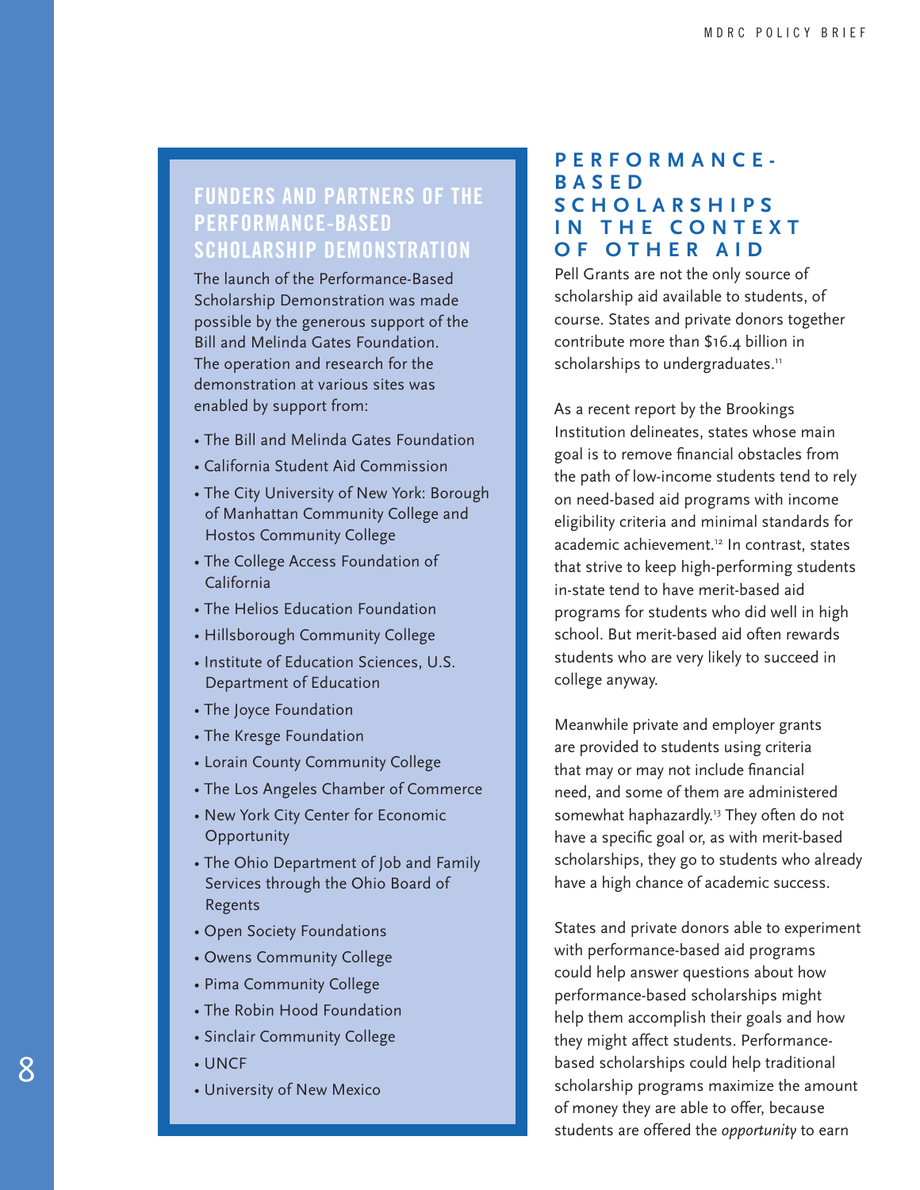## FUNDERS AND PARTNERS OF THE PERFORMANCE-BASED SCHOLARSHIP DEMONSTRATION

The launch of the Performance-Based Scholarship Demonstration was made possible by the generous support of the Bill and Melinda Gates Foundation. The operation and research for the demonstration at various sites was enabled by support from:

- The Bill and Melinda Gates Foundation
- California Student Aid Commission
- The City University of New York: Borough of Manhattan Community College and Hostos Community College
- The College Access Foundation of California
- The Helios Education Foundation
- Hillsborough Community College
- Institute of Education Sciences, U.S. Department of Education
- The Joyce Foundation
- The Kresge Foundation
- Lorain County Community College
- The Los Angeles Chamber of Commerce
- New York City Center for Economic Opportunity
- The Ohio Department of Job and Family Services through the Ohio Board of Regents
- Open Society Foundations
- Owens Community College
- Pima Community College
- The Robin Hood Foundation
- Sinclair Community College
- UNCF
- University of New Mexico

## PERFORMANCE-BASED SCHOLARSHIPS IN THE CONTEXT OF OTHER AID

Pell Grants are not the only source of scholarship aid available to students, of course. States and private donors together contribute more than $16.4 billion in scholarships to undergraduates.[11]

As a recent report by the Brookings Institution delineates, states whose main goal is to remove financial obstacles from the path of low-income students tend to rely on need-based aid programs with income eligibility criteria and minimal standards for academic achievement.[12] In contrast, states that strive to keep high-performing students in-state tend to have merit-based aid programs for students who did well in high school. But merit-based aid often rewards students who are very likely to succeed in college anyway.

Meanwhile private and employer grants are provided to students using criteria that may or may not include financial need, and some of them are administered somewhat haphazardly.[13] They often do not have a specific goal or, as with merit-based scholarships, they go to students who already have a high chance of academic success.

States and private donors able to experiment with performance-based aid programs could help answer questions about how performance-based scholarships might help them accomplish their goals and how they might affect students. Performance-based scholarships could help traditional scholarship programs maximize the amount of money they are able to offer, because students are offered the *opportunity* to earn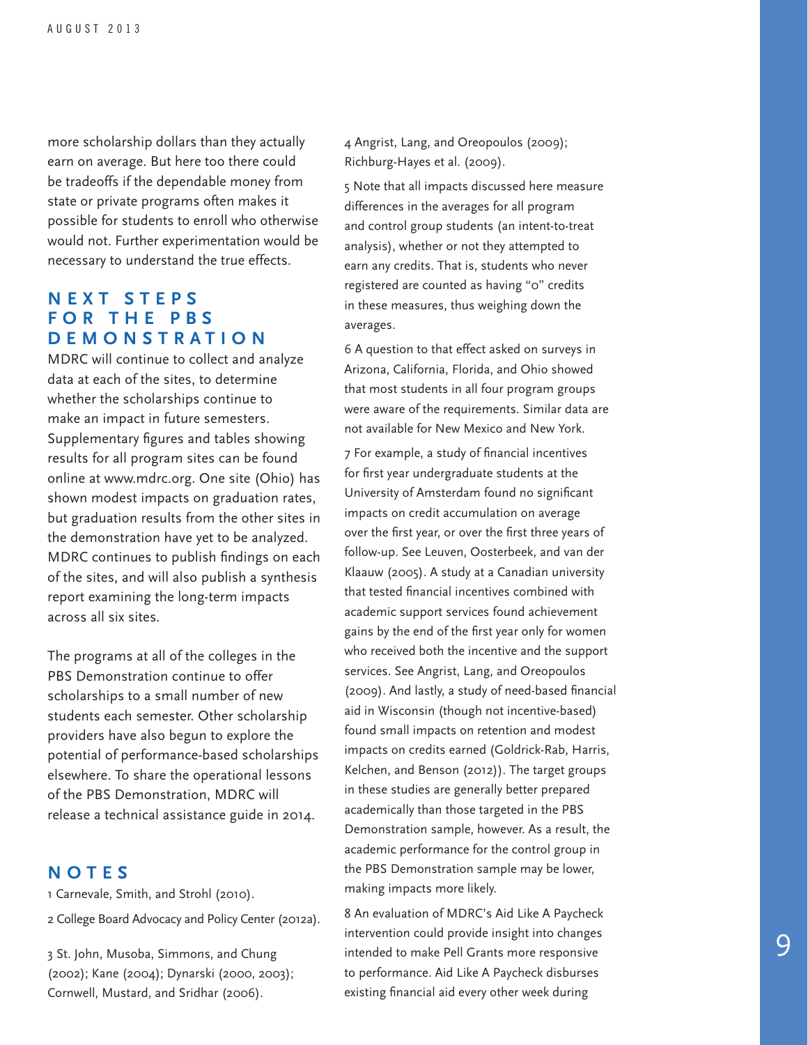more scholarship dollars than they actually earn on average. But here too there could be tradeoffs if the dependable money from state or private programs often makes it possible for students to enroll who otherwise would not. Further experimentation would be necessary to understand the true effects.

## NEXT STEPS FOR THE PBS DEMONSTRATION

MDRC will continue to collect and analyze data at each of the sites, to determine whether the scholarships continue to make an impact in future semesters. Supplementary figures and tables showing results for all program sites can be found online at www.mdrc.org. One site (Ohio) has shown modest impacts on graduation rates, but graduation results from the other sites in the demonstration have yet to be analyzed. MDRC continues to publish findings on each of the sites, and will also publish a synthesis report examining the long-term impacts across all six sites.

The programs at all of the colleges in the PBS Demonstration continue to offer scholarships to a small number of new students each semester. Other scholarship providers have also begun to explore the potential of performance-based scholarships elsewhere. To share the operational lessons of the PBS Demonstration, MDRC will release a technical assistance guide in 2014.

## NOTES

1 Carnevale, Smith, and Strohl (2010).

2 College Board Advocacy and Policy Center (2012a).

3 St. John, Musoba, Simmons, and Chung (2002); Kane (2004); Dynarski (2000, 2003); Cornwell, Mustard, and Sridhar (2006).

4 Angrist, Lang, and Oreopoulos (2009); Richburg-Hayes et al. (2009).

5 Note that all impacts discussed here measure differences in the averages for all program and control group students (an intent-to-treat analysis), whether or not they attempted to earn any credits. That is, students who never registered are counted as having "0" credits in these measures, thus weighing down the averages.

6 A question to that effect asked on surveys in Arizona, California, Florida, and Ohio showed that most students in all four program groups were aware of the requirements. Similar data are not available for New Mexico and New York.

7 For example, a study of financial incentives for first year undergraduate students at the University of Amsterdam found no significant impacts on credit accumulation on average over the first year, or over the first three years of follow-up. See Leuven, Oosterbeek, and van der Klaauw (2005). A study at a Canadian university that tested financial incentives combined with academic support services found achievement gains by the end of the first year only for women who received both the incentive and the support services. See Angrist, Lang, and Oreopoulos (2009). And lastly, a study of need-based financial aid in Wisconsin (though not incentive-based) found small impacts on retention and modest impacts on credits earned (Goldrick-Rab, Harris, Kelchen, and Benson (2012)). The target groups in these studies are generally better prepared academically than those targeted in the PBS Demonstration sample, however. As a result, the academic performance for the control group in the PBS Demonstration sample may be lower, making impacts more likely.

8 An evaluation of MDRC's Aid Like A Paycheck intervention could provide insight into changes intended to make Pell Grants more responsive to performance. Aid Like A Paycheck disburses existing financial aid every other week during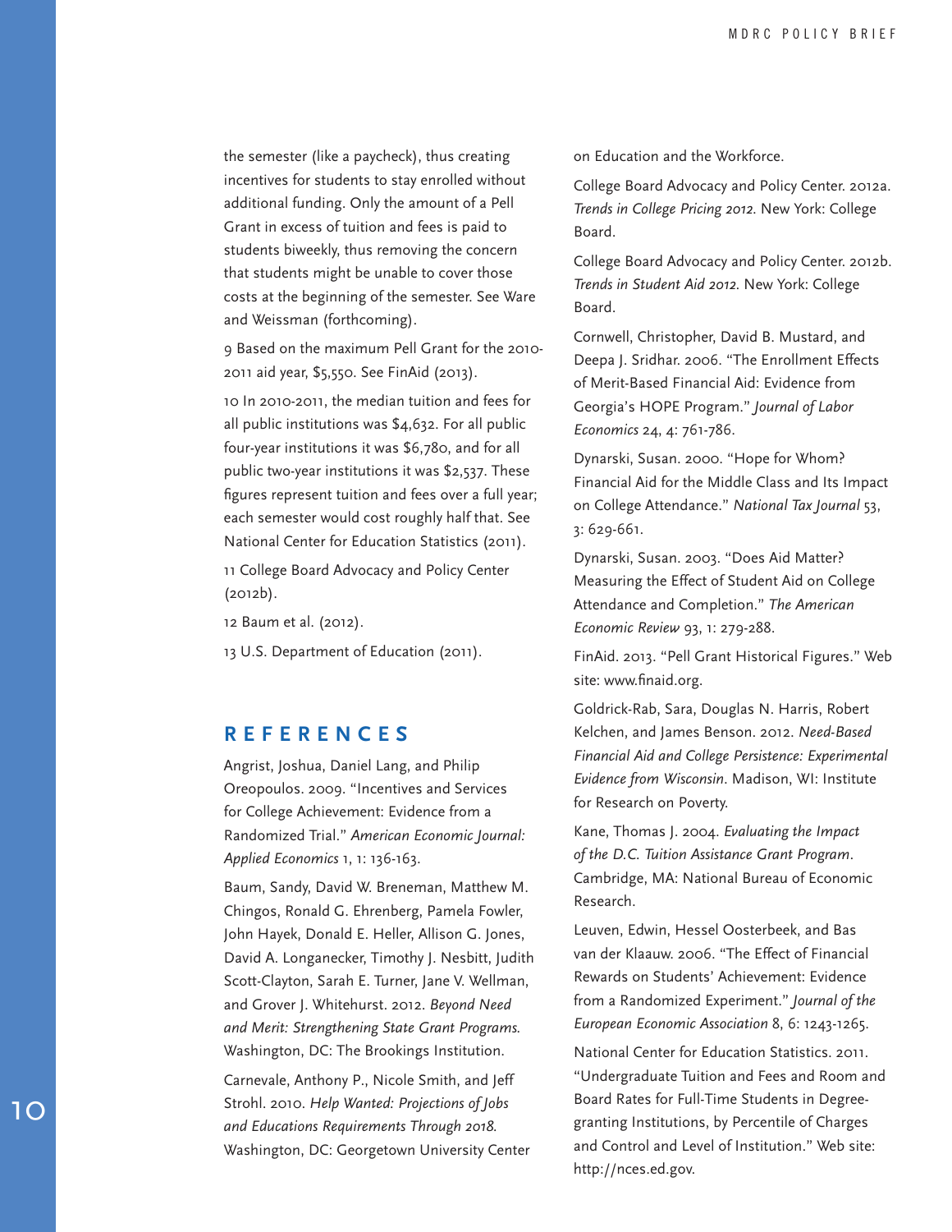the semester (like a paycheck), thus creating incentives for students to stay enrolled without additional funding. Only the amount of a Pell Grant in excess of tuition and fees is paid to students biweekly, thus removing the concern that students might be unable to cover those costs at the beginning of the semester. See Ware and Weissman (forthcoming).

9 Based on the maximum Pell Grant for the 2010-2011 aid year, $5,550. See FinAid (2013).

10 In 2010-2011, the median tuition and fees for all public institutions was $4,632. For all public four-year institutions it was $6,780, and for all public two-year institutions it was $2,537. These figures represent tuition and fees over a full year; each semester would cost roughly half that. See National Center for Education Statistics (2011).

11 College Board Advocacy and Policy Center (2012b).

12 Baum et al. (2012).

13 U.S. Department of Education (2011).

## REFERENCES

Angrist, Joshua, Daniel Lang, and Philip Oreopoulos. 2009. "Incentives and Services for College Achievement: Evidence from a Randomized Trial." *American Economic Journal: Applied Economics* 1, 1: 136-163.

Baum, Sandy, David W. Breneman, Matthew M. Chingos, Ronald G. Ehrenberg, Pamela Fowler, John Hayek, Donald E. Heller, Allison G. Jones, David A. Longanecker, Timothy J. Nesbitt, Judith Scott-Clayton, Sarah E. Turner, Jane V. Wellman, and Grover J. Whitehurst. 2012. *Beyond Need and Merit: Strengthening State Grant Programs.* Washington, DC: The Brookings Institution.

Carnevale, Anthony P., Nicole Smith, and Jeff Strohl. 2010. *Help Wanted: Projections of Jobs and Educations Requirements Through 2018.* Washington, DC: Georgetown University Center on Education and the Workforce.

College Board Advocacy and Policy Center. 2012a. *Trends in College Pricing 2012.* New York: College Board.

College Board Advocacy and Policy Center. 2012b. *Trends in Student Aid 2012.* New York: College Board.

Cornwell, Christopher, David B. Mustard, and Deepa J. Sridhar. 2006. "The Enrollment Effects of Merit-Based Financial Aid: Evidence from Georgia's HOPE Program." *Journal of Labor Economics* 24, 4: 761-786.

Dynarski, Susan. 2000. "Hope for Whom? Financial Aid for the Middle Class and Its Impact on College Attendance." *National Tax Journal* 53, 3: 629-661.

Dynarski, Susan. 2003. "Does Aid Matter? Measuring the Effect of Student Aid on College Attendance and Completion." *The American Economic Review* 93, 1: 279-288.

FinAid. 2013. "Pell Grant Historical Figures." Web site: www.finaid.org.

Goldrick-Rab, Sara, Douglas N. Harris, Robert Kelchen, and James Benson. 2012. *Need-Based Financial Aid and College Persistence: Experimental Evidence from Wisconsin*. Madison, WI: Institute for Research on Poverty.

Kane, Thomas J. 2004. *Evaluating the Impact of the D.C. Tuition Assistance Grant Program*. Cambridge, MA: National Bureau of Economic Research.

Leuven, Edwin, Hessel Oosterbeek, and Bas van der Klaauw. 2006. "The Effect of Financial Rewards on Students' Achievement: Evidence from a Randomized Experiment." *Journal of the European Economic Association* 8, 6: 1243-1265.

National Center for Education Statistics. 2011. "Undergraduate Tuition and Fees and Room and Board Rates for Full-Time Students in Degree-granting Institutions, by Percentile of Charges and Control and Level of Institution." Web site: http://nces.ed.gov.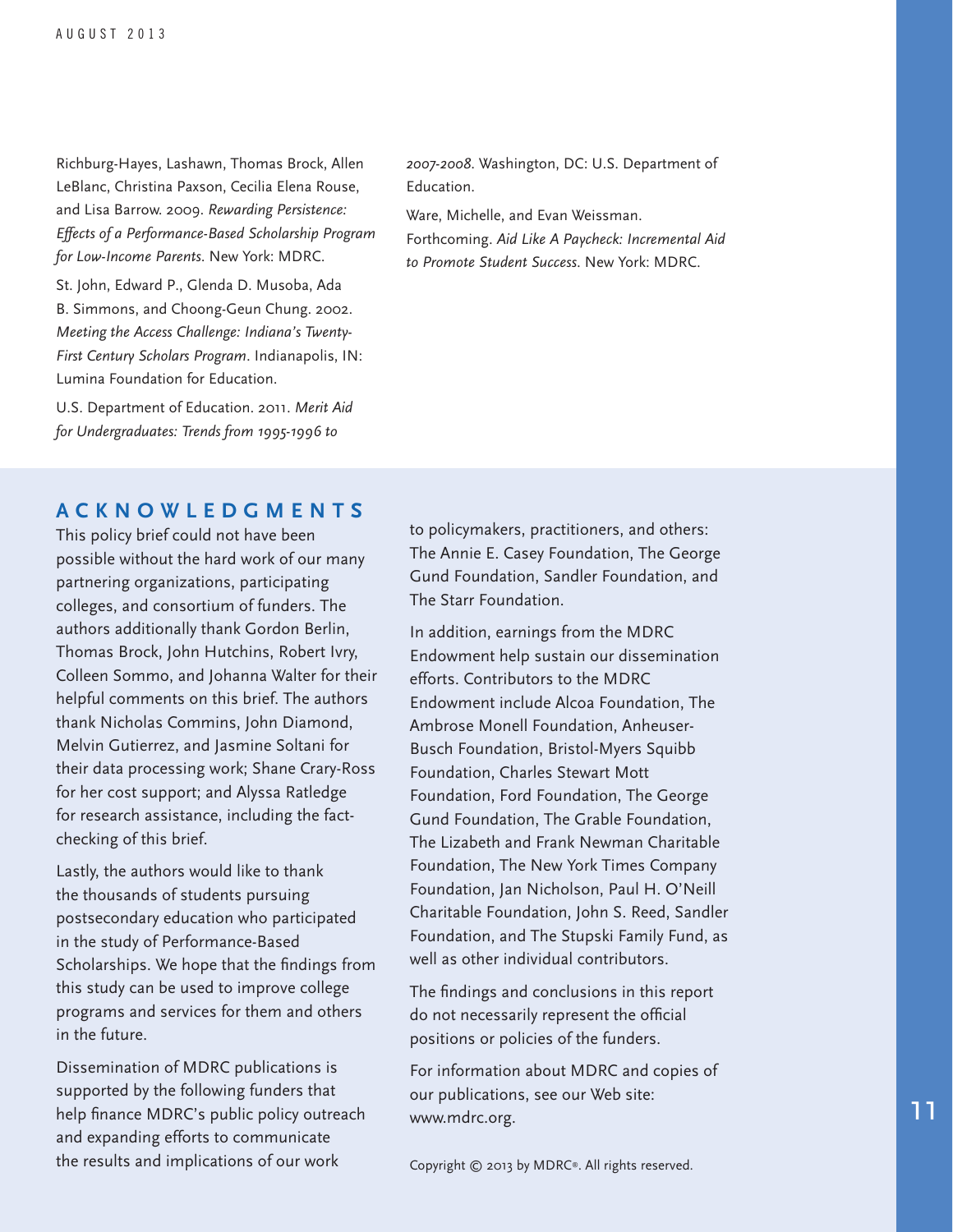Richburg-Hayes, Lashawn, Thomas Brock, Allen LeBlanc, Christina Paxson, Cecilia Elena Rouse, and Lisa Barrow. 2009. *Rewarding Persistence: Effects of a Performance-Based Scholarship Program for Low-Income Parents*. New York: MDRC.

St. John, Edward P., Glenda D. Musoba, Ada B. Simmons, and Choong-Geun Chung. 2002. *Meeting the Access Challenge: Indiana's Twenty-First Century Scholars Program*. Indianapolis, IN: Lumina Foundation for Education.

U.S. Department of Education. 2011. *Merit Aid for Undergraduates: Trends from 1995-1996 to 2007-2008*. Washington, DC: U.S. Department of Education.

Ware, Michelle, and Evan Weissman. Forthcoming. *Aid Like A Paycheck: Incremental Aid to Promote Student Success*. New York: MDRC.

## ACKNOWLEDGMENTS

This policy brief could not have been possible without the hard work of our many partnering organizations, participating colleges, and consortium of funders. The authors additionally thank Gordon Berlin, Thomas Brock, John Hutchins, Robert Ivry, Colleen Sommo, and Johanna Walter for their helpful comments on this brief. The authors thank Nicholas Commins, John Diamond, Melvin Gutierrez, and Jasmine Soltani for their data processing work; Shane Crary-Ross for her cost support; and Alyssa Ratledge for research assistance, including the fact-checking of this brief.

Lastly, the authors would like to thank the thousands of students pursuing postsecondary education who participated in the study of Performance-Based Scholarships. We hope that the findings from this study can be used to improve college programs and services for them and others in the future.

Dissemination of MDRC publications is supported by the following funders that help finance MDRC's public policy outreach and expanding efforts to communicate the results and implications of our work to policymakers, practitioners, and others: The Annie E. Casey Foundation, The George Gund Foundation, Sandler Foundation, and The Starr Foundation.

In addition, earnings from the MDRC Endowment help sustain our dissemination efforts. Contributors to the MDRC Endowment include Alcoa Foundation, The Ambrose Monell Foundation, Anheuser-Busch Foundation, Bristol-Myers Squibb Foundation, Charles Stewart Mott Foundation, Ford Foundation, The George Gund Foundation, The Grable Foundation, The Lizabeth and Frank Newman Charitable Foundation, The New York Times Company Foundation, Jan Nicholson, Paul H. O'Neill Charitable Foundation, John S. Reed, Sandler Foundation, and The Stupski Family Fund, as well as other individual contributors.

The findings and conclusions in this report do not necessarily represent the official positions or policies of the funders.

For information about MDRC and copies of our publications, see our Web site: www.mdrc.org.

Copyright © 2013 by MDRC®. All rights reserved.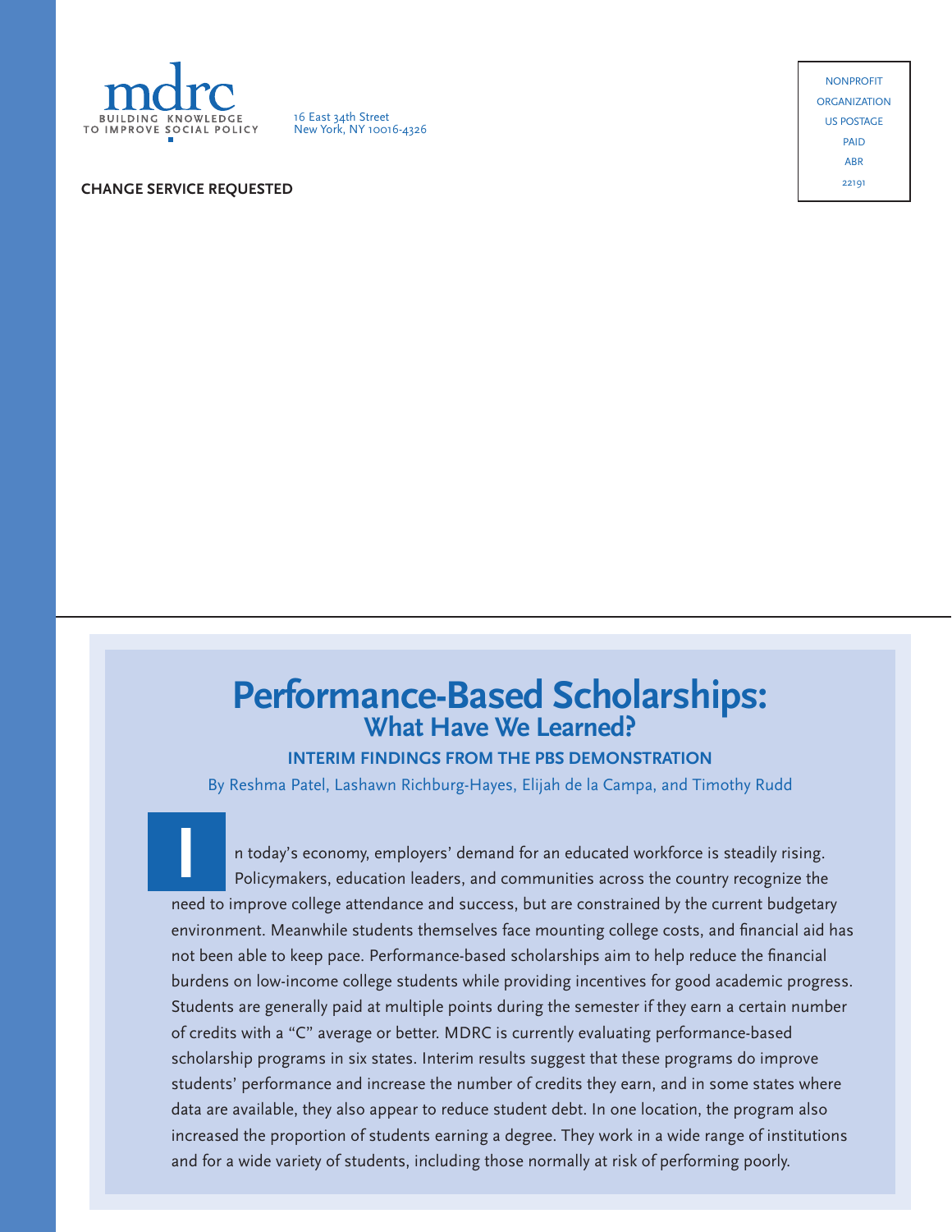mdrc

BUILDING KNOWLEDGE TO IMPROVE SOCIAL POLICY

16 East 34th Street
New York, NY 10016-4326

NONPROFIT
ORGANIZATION
US POSTAGE
PAID
ABR
22191

**CHANGE SERVICE REQUESTED**

# Performance-Based Scholarships: What Have We Learned?

## INTERIM FINDINGS FROM THE PBS DEMONSTRATION

By Reshma Patel, Lashawn Richburg-Hayes, Elijah de la Campa, and Timothy Rudd

In today's economy, employers' demand for an educated workforce is steadily rising. Policymakers, education leaders, and communities across the country recognize the need to improve college attendance and success, but are constrained by the current budgetary environment. Meanwhile students themselves face mounting college costs, and financial aid has not been able to keep pace. Performance-based scholarships aim to help reduce the financial burdens on low-income college students while providing incentives for good academic progress. Students are generally paid at multiple points during the semester if they earn a certain number of credits with a "C" average or better. MDRC is currently evaluating performance-based scholarship programs in six states. Interim results suggest that these programs do improve students' performance and increase the number of credits they earn, and in some states where data are available, they also appear to reduce student debt. In one location, the program also increased the proportion of students earning a degree. They work in a wide range of institutions and for a wide variety of students, including those normally at risk of performing poorly.